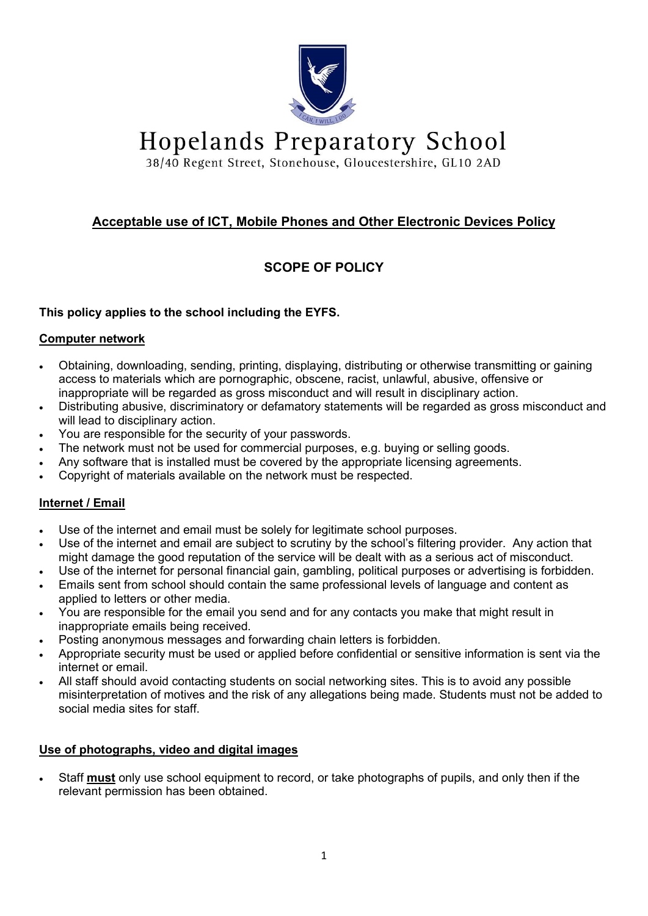# Hopelands Preparatory School

38/40 Regent Street, Stonehouse, Gloucestershire, GL10 2AD

## Acceptable use of ICT, Mobile Phones and Other Electronic Devices Policy

### SCOPE OF POLICY

**This policy applies to the school including the EYFS.**

**Computer network**

- Obtaining, downloading, sending, printing, displaying, distributing or otherwise transmitting or gaining access to materials which are pornographic, obscene, racist, unlawful, abusive, offensive or inappropriate will be regarded as gross misconduct and will result in disciplinary action.
- Distributing abusive, discriminatory or defamatory statements will be regarded as gross misconduct and will lead to disciplinary action.
- You are responsible for the security of your passwords.
- The network must not be used for commercial purposes, e.g. buying or selling goods.
- Any software that is installed must be covered by the appropriate licensing agreements.
- Copyright of materials available on the network must be respected.

**Internet / Email**

- Use of the internet and email must be solely for legitimate school purposes.
- Use of the internet and email are subject to scrutiny by the school's filtering provider. Any action that might damage the good reputation of the service will be dealt with as a serious act of misconduct.
- Use of the internet for personal financial gain, gambling, political purposes or advertising is forbidden.
- Emails sent from school should contain the same professional levels of language and content as applied to letters or other media.
- You are responsible for the email you send and for any contacts you make that might result in inappropriate emails being received.
- Posting anonymous messages and forwarding chain letters is forbidden.
- Appropriate security must be used or applied before confidential or sensitive information is sent via the internet or email.
- All staff should avoid contacting students on social networking sites. This is to avoid any possible misinterpretation of motives and the risk of any allegations being made. Students must not be added to social media sites for staff.

**Use of photographs, video and digital images**

- Staff **must** only use school equipment to record, or take photographs of pupils, and only then if the relevant permission has been obtained.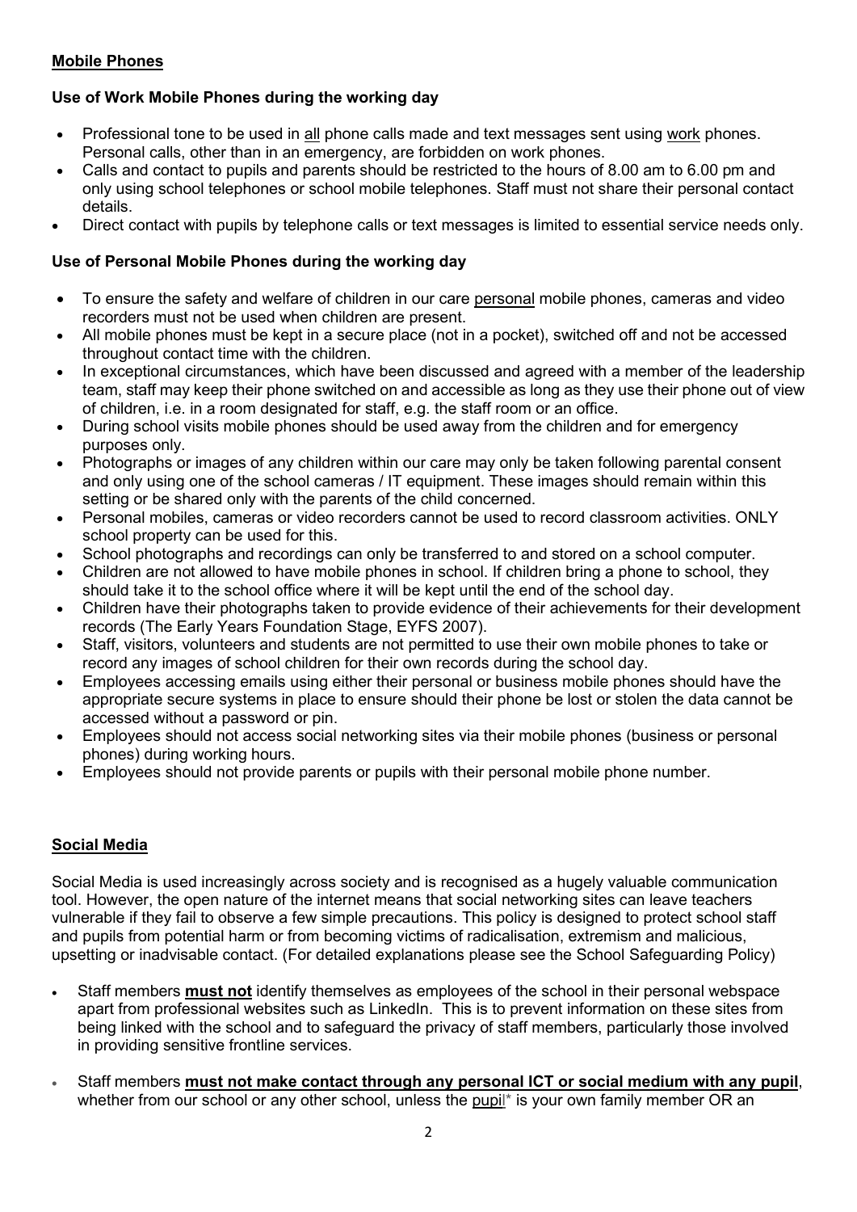## Mobile Phones

### Use of Work Mobile Phones during the working day

- Professional tone to be used in all phone calls made and text messages sent using work phones. Personal calls, other than in an emergency, are forbidden on work phones.
- Calls and contact to pupils and parents should be restricted to the hours of 8.00 am to 6.00 pm and only using school telephones or school mobile telephones. Staff must not share their personal contact details.
- Direct contact with pupils by telephone calls or text messages is limited to essential service needs only.

### Use of Personal Mobile Phones during the working day

- To ensure the safety and welfare of children in our care personal mobile phones, cameras and video recorders must not be used when children are present.
- All mobile phones must be kept in a secure place (not in a pocket), switched off and not be accessed throughout contact time with the children.
- In exceptional circumstances, which have been discussed and agreed with a member of the leadership team, staff may keep their phone switched on and accessible as long as they use their phone out of view of children, i.e. in a room designated for staff, e.g. the staff room or an office.
- During school visits mobile phones should be used away from the children and for emergency purposes only.
- Photographs or images of any children within our care may only be taken following parental consent and only using one of the school cameras / IT equipment. These images should remain within this setting or be shared only with the parents of the child concerned.
- Personal mobiles, cameras or video recorders cannot be used to record classroom activities. ONLY school property can be used for this.
- School photographs and recordings can only be transferred to and stored on a school computer.
- Children are not allowed to have mobile phones in school. If children bring a phone to school, they should take it to the school office where it will be kept until the end of the school day.
- Children have their photographs taken to provide evidence of their achievements for their development records (The Early Years Foundation Stage, EYFS 2007).
- Staff, visitors, volunteers and students are not permitted to use their own mobile phones to take or record any images of school children for their own records during the school day.
- Employees accessing emails using either their personal or business mobile phones should have the appropriate secure systems in place to ensure should their phone be lost or stolen the data cannot be accessed without a password or pin.
- Employees should not access social networking sites via their mobile phones (business or personal phones) during working hours.
- Employees should not provide parents or pupils with their personal mobile phone number.

## Social Media

Social Media is used increasingly across society and is recognised as a hugely valuable communication tool. However, the open nature of the internet means that social networking sites can leave teachers vulnerable if they fail to observe a few simple precautions. This policy is designed to protect school staff and pupils from potential harm or from becoming victims of radicalisation, extremism and malicious, upsetting or inadvisable contact. (For detailed explanations please see the School Safeguarding Policy)

- Staff members **must not** identify themselves as employees of the school in their personal webspace apart from professional websites such as LinkedIn. This is to prevent information on these sites from being linked with the school and to safeguard the privacy of staff members, particularly those involved in providing sensitive frontline services.
- Staff members **must not make contact through any personal ICT or social medium with any pupil**, whether from our school or any other school, unless the pupil* is your own family member OR an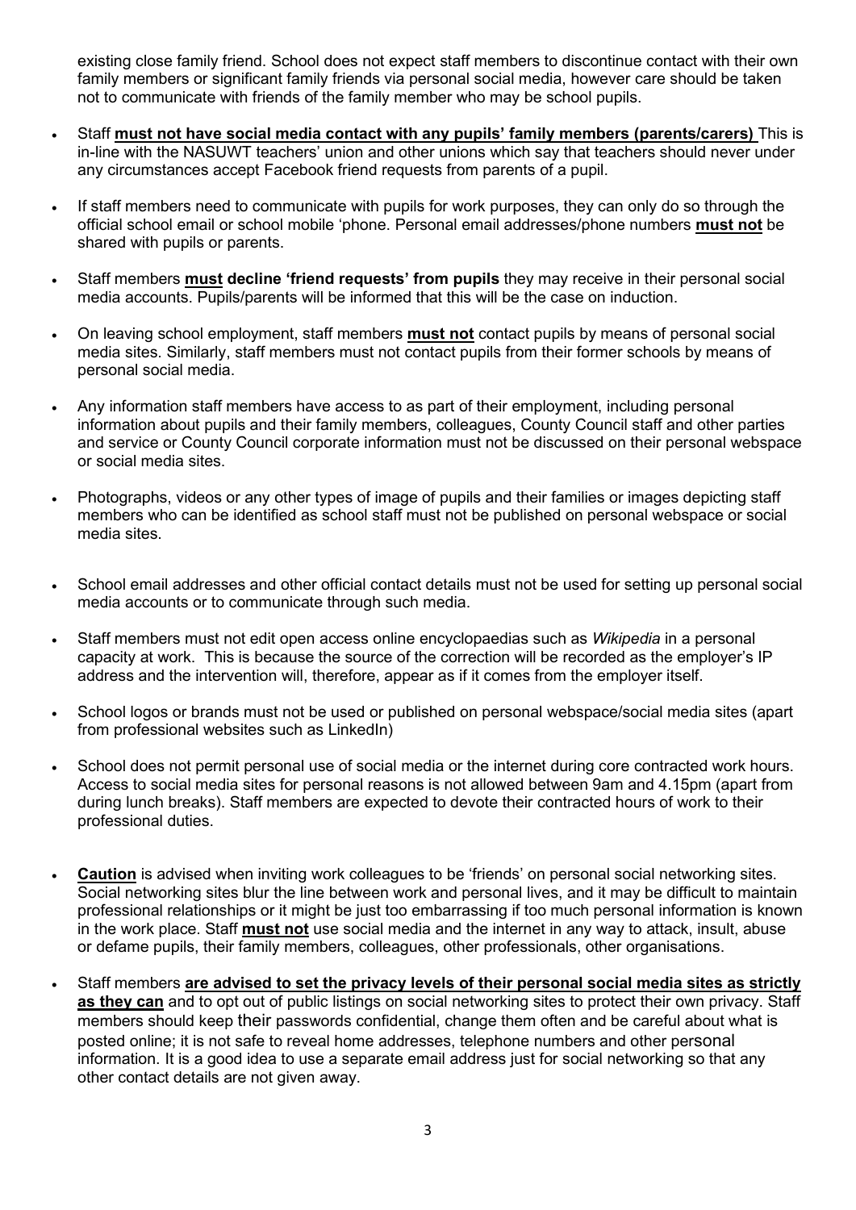existing close family friend. School does not expect staff members to discontinue contact with their own family members or significant family friends via personal social media, however care should be taken not to communicate with friends of the family member who may be school pupils.

- Staff **must not have social media contact with any pupils' family members (parents/carers)** This is in-line with the NASUWT teachers' union and other unions which say that teachers should never under any circumstances accept Facebook friend requests from parents of a pupil.

- If staff members need to communicate with pupils for work purposes, they can only do so through the official school email or school mobile 'phone. Personal email addresses/phone numbers **must not** be shared with pupils or parents.

- Staff members **must decline 'friend requests' from pupils** they may receive in their personal social media accounts. Pupils/parents will be informed that this will be the case on induction.

- On leaving school employment, staff members **must not** contact pupils by means of personal social media sites. Similarly, staff members must not contact pupils from their former schools by means of personal social media.

- Any information staff members have access to as part of their employment, including personal information about pupils and their family members, colleagues, County Council staff and other parties and service or County Council corporate information must not be discussed on their personal webspace or social media sites.

- Photographs, videos or any other types of image of pupils and their families or images depicting staff members who can be identified as school staff must not be published on personal webspace or social media sites.

- School email addresses and other official contact details must not be used for setting up personal social media accounts or to communicate through such media.

- Staff members must not edit open access online encyclopaedias such as *Wikipedia* in a personal capacity at work. This is because the source of the correction will be recorded as the employer's IP address and the intervention will, therefore, appear as if it comes from the employer itself.

- School logos or brands must not be used or published on personal webspace/social media sites (apart from professional websites such as LinkedIn)

- School does not permit personal use of social media or the internet during core contracted work hours. Access to social media sites for personal reasons is not allowed between 9am and 4.15pm (apart from during lunch breaks). Staff members are expected to devote their contracted hours of work to their professional duties.

- **Caution** is advised when inviting work colleagues to be 'friends' on personal social networking sites. Social networking sites blur the line between work and personal lives, and it may be difficult to maintain professional relationships or it might be just too embarrassing if too much personal information is known in the work place. Staff **must not** use social media and the internet in any way to attack, insult, abuse or defame pupils, their family members, colleagues, other professionals, other organisations.

- Staff members **are advised to set the privacy levels of their personal social media sites as strictly as they can** and to opt out of public listings on social networking sites to protect their own privacy. Staff members should keep their passwords confidential, change them often and be careful about what is posted online; it is not safe to reveal home addresses, telephone numbers and other personal information. It is a good idea to use a separate email address just for social networking so that any other contact details are not given away.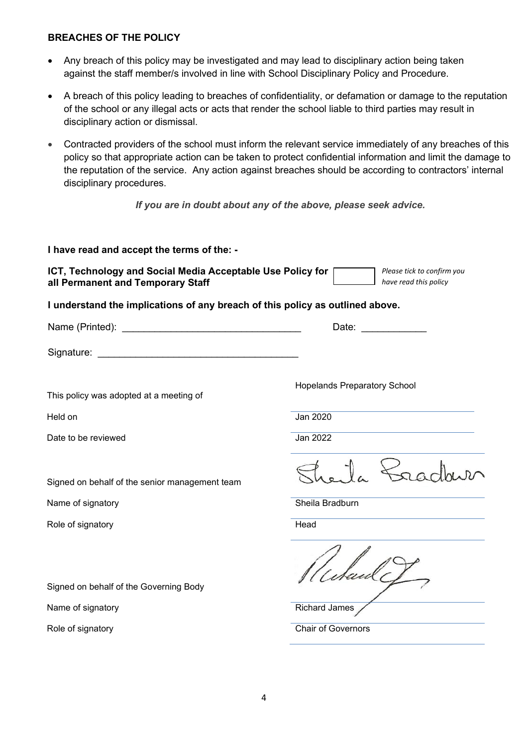## BREACHES OF THE POLICY

- Any breach of this policy may be investigated and may lead to disciplinary action being taken against the staff member/s involved in line with School Disciplinary Policy and Procedure.
- A breach of this policy leading to breaches of confidentiality, or defamation or damage to the reputation of the school or any illegal acts or acts that render the school liable to third parties may result in disciplinary action or dismissal.
- Contracted providers of the school must inform the relevant service immediately of any breaches of this policy so that appropriate action can be taken to protect confidential information and limit the damage to the reputation of the service. Any action against breaches should be according to contractors' internal disciplinary procedures.

***If you are in doubt about any of the above, please seek advice.***

**I have read and accept the terms of the: -**

**ICT, Technology and Social Media Acceptable Use Policy for all Permanent and Temporary Staff** ☐ *Please tick to confirm you have read this policy*

**I understand the implications of any breach of this policy as outlined above.**

Name (Printed): ______________________________ Date: ____________

Signature: ____________________________________

| | |
|---|---|
| This policy was adopted at a meeting of | Hopelands Preparatory School |
| Held on | Jan 2020 |
| Date to be reviewed | Jan 2022 |
| Signed on behalf of the senior management team | Sheila Bradburn (signature) |
| Name of signatory | Sheila Bradburn |
| Role of signatory | Head |
| Signed on behalf of the Governing Body | (signature) |
| Name of signatory | Richard James |
| Role of signatory | Chair of Governors |